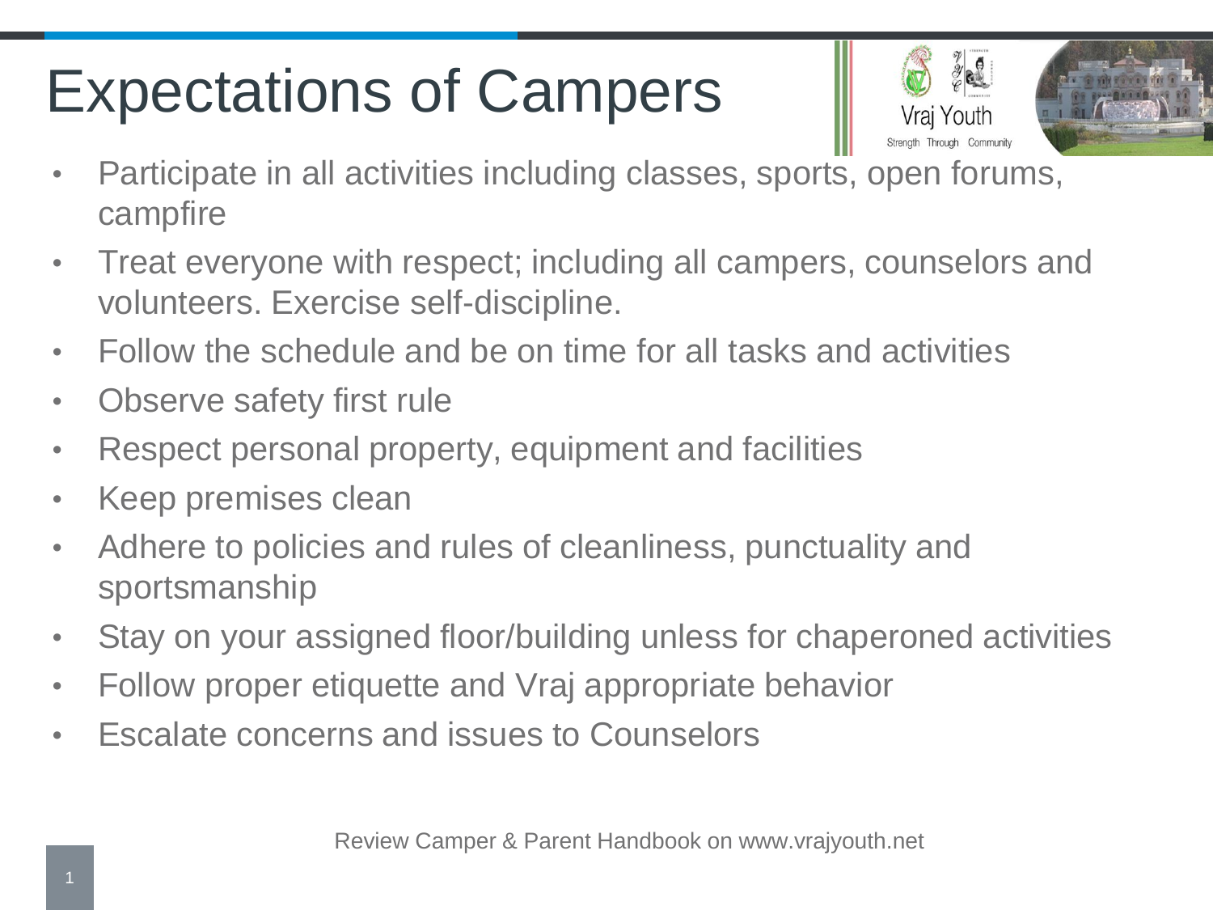# Expectations of Campers

- Participate in all activities including classes, sports, open forums, campfire
- Treat everyone with respect; including all campers, counselors and volunteers. Exercise self-discipline.
- Follow the schedule and be on time for all tasks and activities
- Observe safety first rule
- Respect personal property, equipment and facilities
- Keep premises clean
- Adhere to policies and rules of cleanliness, punctuality and sportsmanship
- Stay on your assigned floor/building unless for chaperoned activities
- Follow proper etiquette and Vraj appropriate behavior
- Escalate concerns and issues to Counselors

Review Camper & Parent Handbook on www.vrajyouth.net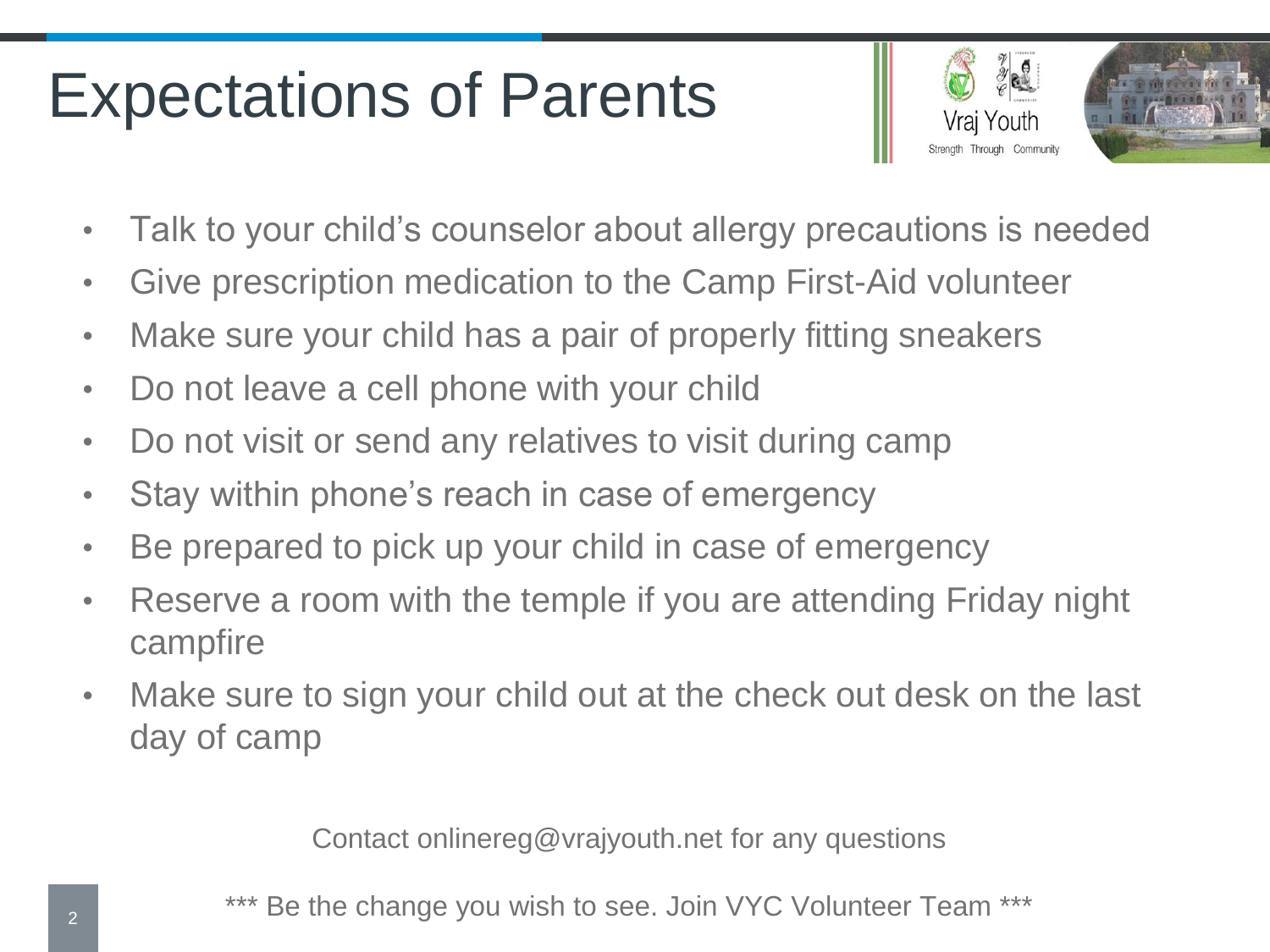# Expectations of Parents

- Talk to your child's counselor about allergy precautions is needed
- Give prescription medication to the Camp First-Aid volunteer
- Make sure your child has a pair of properly fitting sneakers
- Do not leave a cell phone with your child
- Do not visit or send any relatives to visit during camp
- Stay within phone's reach in case of emergency
- Be prepared to pick up your child in case of emergency
- Reserve a room with the temple if you are attending Friday night campfire
- Make sure to sign your child out at the check out desk on the last day of camp

Contact onlinereg@vrajyouth.net for any questions

*** Be the change you wish to see. Join VYC Volunteer Team ***